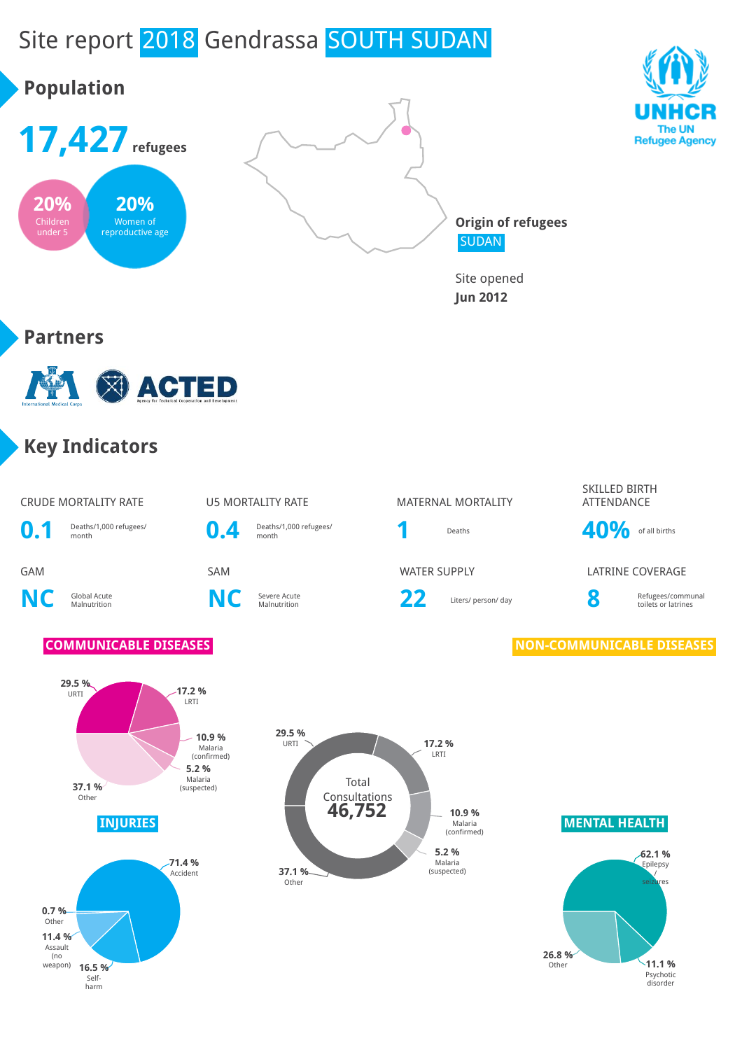# Site report 2018 Gendrassa SOUTH SUDAN

## Population

**17,427** refugees

**20%** Children under 5

**20%** Women of reproductive age

**Origin of refugees**
SUDAN

Site opened
**Jun 2012**

UNHCR
The UN Refugee Agency

## Partners

International Medical Corps

ACTED — Agency for Technical Cooperation and Development

## Key Indicators

| Indicator | Value | Unit |
|---|---|---|
| CRUDE MORTALITY RATE | 0.1 | Deaths/1,000 refugees/ month |
| U5 MORTALITY RATE | 0.4 | Deaths/1,000 refugees/ month |
| MATERNAL MORTALITY | 1 | Deaths |
| SKILLED BIRTH ATTENDANCE | 40% | of all births |
| GAM | NC | Global Acute Malnutrition |
| SAM | NC | Severe Acute Malnutrition |
| WATER SUPPLY | 22 | Liters/ person/ day |
| LATRINE COVERAGE | 8 | Refugees/communal toilets or latrines |

### COMMUNICABLE DISEASES

- 29.5 % URTI
- 17.2 % LRTI
- 10.9 % Malaria (confirmed)
- 5.2 % Malaria (suspected)
- 37.1 % Other

### NON-COMMUNICABLE DISEASES

Total Consultations **46,752**

- 29.5 % URTI
- 17.2 % LRTI
- 10.9 % Malaria (confirmed)
- 5.2 % Malaria (suspected)
- 37.1 % Other

### INJURIES

- 71.4 % Accident
- 16.5 % Self-harm
- 11.4 % Assault (no weapon)
- 0.7 % Other

### MENTAL HEALTH

- 62.1 % Epilepsy Seizures
- 11.1 % Psychotic disorder
- 26.8 % Other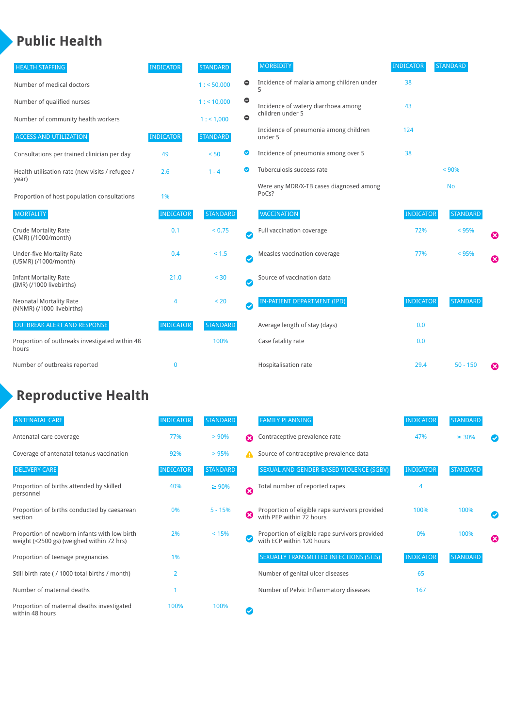# Public Health

| HEALTH STAFFING | INDICATOR | STANDARD | |
|---|---|---|---|
| Number of medical doctors | | 1 : < 50,000 | ⊖ |
| Number of qualified nurses | | 1 : < 10,000 | ⊖ |
| Number of community health workers | | 1 : < 1,000 | ⊖ |

| ACCESS AND UTILIZATION | INDICATOR | STANDARD | |
|---|---|---|---|
| Consultations per trained clinician per day | 49 | < 50 | ✔ |
| Health utilisation rate (new visits / refugee / year) | 2.6 | 1 - 4 | ✔ |
| Proportion of host population consultations | 1% | | |

| MORTALITY | INDICATOR | STANDARD | |
|---|---|---|---|
| Crude Mortality Rate (CMR) (/1000/month) | 0.1 | < 0.75 | ✔ |
| Under-five Mortality Rate (U5MR) (/1000/month) | 0.4 | < 1.5 | ✔ |
| Infant Mortality Rate (IMR) (/1000 livebirths) | 21.0 | < 30 | ✔ |
| Neonatal Mortality Rate (NNMR) (/1000 livebirths) | 4 | < 20 | ✔ |

| OUTBREAK ALERT AND RESPONSE | INDICATOR | STANDARD |
|---|---|---|
| Proportion of outbreaks investigated within 48 hours | | 100% |
| Number of outbreaks reported | 0 | |

| MORBIDITY | INDICATOR | STANDARD |
|---|---|---|
| Incidence of malaria among children under 5 | 38 | |
| Incidence of watery diarrhoea among children under 5 | 43 | |
| Incidence of pneumonia among children under 5 | 124 | |
| Incidence of pneumonia among over 5 | 38 | |
| Tuberculosis success rate | | < 90% |
| Were any MDR/X-TB cases diagnosed among PoCs? | | No |

| VACCINATION | INDICATOR | STANDARD | |
|---|---|---|---|
| Full vaccination coverage | 72% | < 95% | ✖ |
| Measles vaccination coverage | 77% | < 95% | ✖ |
| Source of vaccination data | | | |

| IN-PATIENT DEPARTMENT (IPD) | INDICATOR | STANDARD | |
|---|---|---|---|
| Average length of stay (days) | 0.0 | | |
| Case fatality rate | 0.0 | | |
| Hospitalisation rate | 29.4 | 50 - 150 | ✖ |

# Reproductive Health

| ANTENATAL CARE | INDICATOR | STANDARD | |
|---|---|---|---|
| Antenatal care coverage | 77% | > 90% | ✖ |
| Coverage of antenatal tetanus vaccination | 92% | > 95% | ⚠ |

| DELIVERY CARE | INDICATOR | STANDARD | |
|---|---|---|---|
| Proportion of births attended by skilled personnel | 40% | ≥ 90% | ✖ |
| Proportion of births conducted by caesarean section | 0% | 5 - 15% | ✖ |
| Proportion of newborn infants with low birth weight (<2500 gs) (weighed within 72 hrs) | 2% | < 15% | ✔ |
| Proportion of teenage pregnancies | 1% | | |
| Still birth rate ( / 1000 total births / month) | 2 | | |
| Number of maternal deaths | 1 | | |
| Proportion of maternal deaths investigated within 48 hours | 100% | 100% | ✔ |

| FAMILY PLANNING | INDICATOR | STANDARD | |
|---|---|---|---|
| Contraceptive prevalence rate | 47% | ≥ 30% | ✔ |
| Source of contraceptive prevalence data | | | |

| SEXUAL AND GENDER-BASED VIOLENCE (SGBV) | INDICATOR | STANDARD | |
|---|---|---|---|
| Total number of reported rapes | 4 | | |
| Proportion of eligible rape survivors provided with PEP within 72 hours | 100% | 100% | ✔ |
| Proportion of eligible rape survivors provided with ECP within 120 hours | 0% | 100% | ✖ |

| SEXUALLY TRANSMITTED INFECTIONS (STIS) | INDICATOR | STANDARD |
|---|---|---|
| Number of genital ulcer diseases | 65 | |
| Number of Pelvic Inflammatory diseases | 167 | |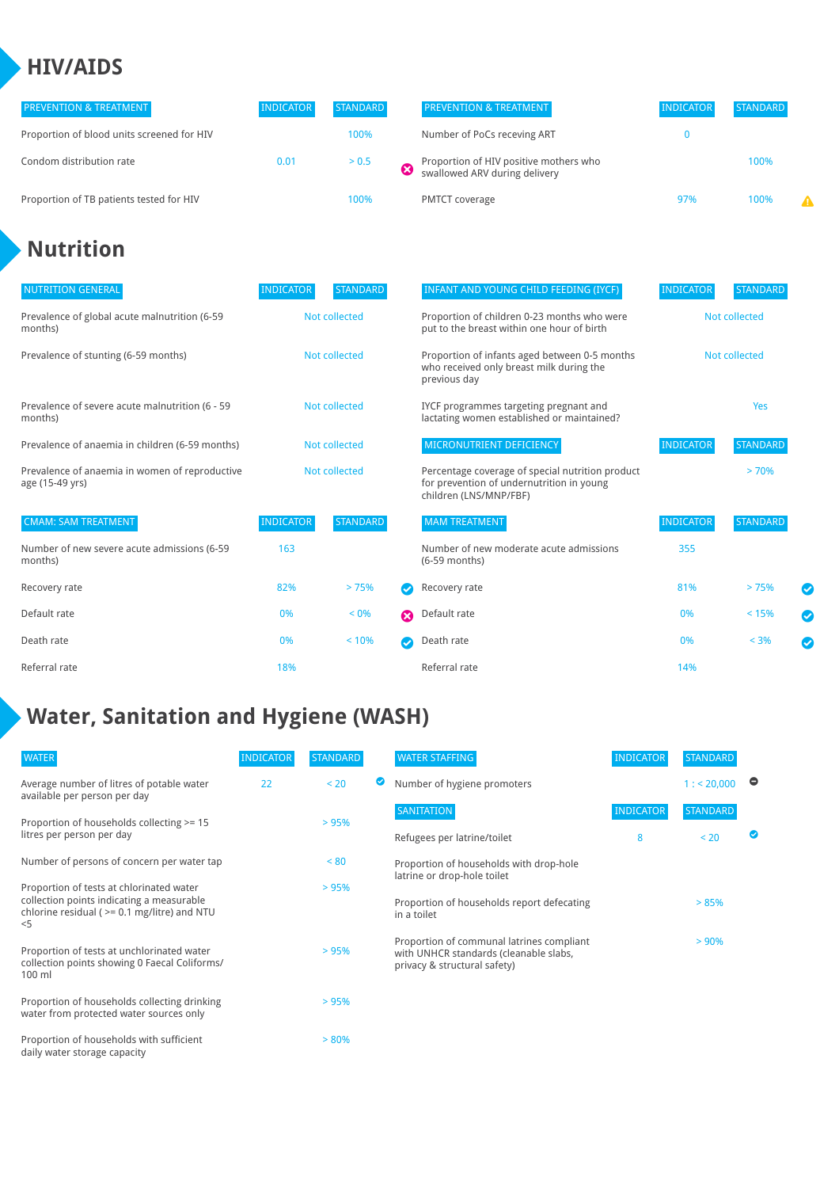# HIV/AIDS

| PREVENTION & TREATMENT | INDICATOR | STANDARD | |
|---|---|---|---|
| Proportion of blood units screened for HIV | | 100% | |
| Condom distribution rate | 0.01 | > 0.5 | ✖ |
| Proportion of TB patients tested for HIV | | 100% | |

| PREVENTION & TREATMENT | INDICATOR | STANDARD | |
|---|---|---|---|
| Number of PoCs receving ART | 0 | | |
| Proportion of HIV positive mothers who swallowed ARV during delivery | | 100% | |
| PMTCT coverage | 97% | 100% | ⚠ |

# Nutrition

| NUTRITION GENERAL | INDICATOR | STANDARD |
|---|---|---|
| Prevalence of global acute malnutrition (6-59 months) | Not collected | |
| Prevalence of stunting (6-59 months) | Not collected | |
| Prevalence of severe acute malnutrition (6 - 59 months) | Not collected | |
| Prevalence of anaemia in children (6-59 months) | Not collected | |
| Prevalence of anaemia in women of reproductive age (15-49 yrs) | Not collected | |

| INFANT AND YOUNG CHILD FEEDING (IYCF) | INDICATOR | STANDARD |
|---|---|---|
| Proportion of children 0-23 months who were put to the breast within one hour of birth | Not collected | |
| Proportion of infants aged between 0-5 months who received only breast milk during the previous day | Not collected | |
| IYCF programmes targeting pregnant and lactating women established or maintained? | | Yes |

| MICRONUTRIENT DEFICIENCY | INDICATOR | STANDARD |
|---|---|---|
| Percentage coverage of special nutrition product for prevention of undernutrition in young children (LNS/MNP/FBF) | | > 70% |

| CMAM: SAM TREATMENT | INDICATOR | STANDARD | |
|---|---|---|---|
| Number of new severe acute admissions (6-59 months) | 163 | | |
| Recovery rate | 82% | > 75% | ✔ |
| Default rate | 0% | < 0% | ✖ |
| Death rate | 0% | < 10% | ✔ |
| Referral rate | 18% | | |

| MAM TREATMENT | INDICATOR | STANDARD | |
|---|---|---|---|
| Number of new moderate acute admissions (6-59 months) | 355 | | |
| Recovery rate | 81% | > 75% | ✔ |
| Default rate | 0% | < 15% | ✔ |
| Death rate | 0% | < 3% | ✔ |
| Referral rate | 14% | | |

# Water, Sanitation and Hygiene (WASH)

| WATER | INDICATOR | STANDARD | |
|---|---|---|---|
| Average number of litres of potable water available per person per day | 22 | < 20 | ✔ |
| Proportion of households collecting >= 15 litres per person per day | | > 95% | |
| Number of persons of concern per water tap | | < 80 | |
| Proportion of tests at chlorinated water collection points indicating a measurable chlorine residual ( >= 0.1 mg/litre) and NTU <5 | | > 95% | |
| Proportion of tests at unchlorinated water collection points showing 0 Faecal Coliforms/ 100 ml | | > 95% | |
| Proportion of households collecting drinking water from protected water sources only | | > 95% | |
| Proportion of households with sufficient daily water storage capacity | | > 80% | |

| WATER STAFFING | INDICATOR | STANDARD | |
|---|---|---|---|
| Number of hygiene promoters | | 1 : < 20,000 | ⚫ |

| SANITATION | INDICATOR | STANDARD | |
|---|---|---|---|
| Refugees per latrine/toilet | 8 | < 20 | ✔ |
| Proportion of households with drop-hole latrine or drop-hole toilet | | | |
| Proportion of households report defecating in a toilet | | > 85% | |
| Proportion of communal latrines compliant with UNHCR standards (cleanable slabs, privacy & structural safety) | | > 90% | |